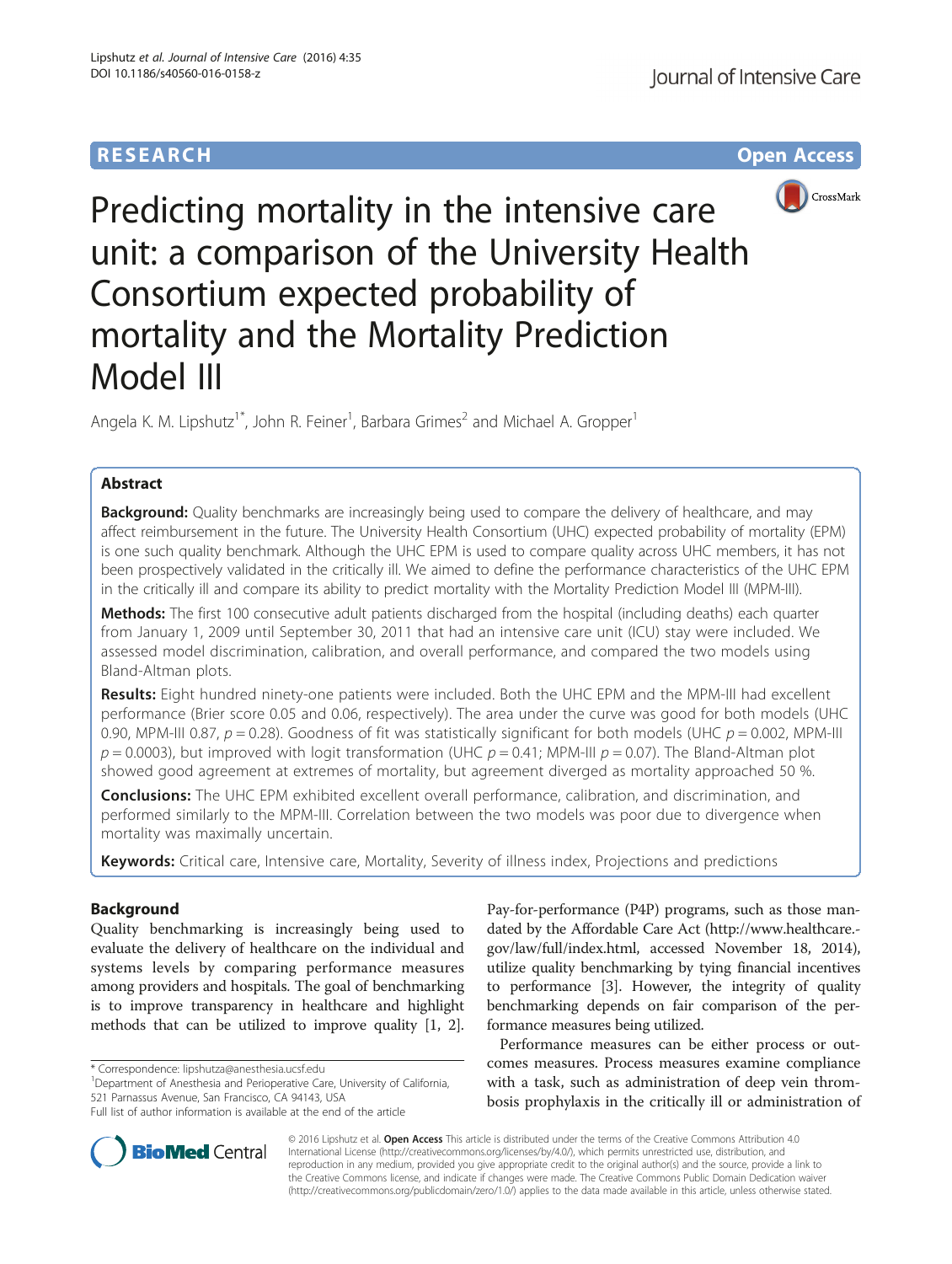RESEARCH

Open Access

# Predicting mortality in the intensive care unit: a comparison of the University Health Consortium expected probability of mortality and the Mortality Prediction Model III

Angela K. M. Lipshutz[1*], John R. Feiner[1], Barbara Grimes[2] and Michael A. Gropper[1]

## Abstract

**Background:** Quality benchmarks are increasingly being used to compare the delivery of healthcare, and may affect reimbursement in the future. The University Health Consortium (UHC) expected probability of mortality (EPM) is one such quality benchmark. Although the UHC EPM is used to compare quality across UHC members, it has not been prospectively validated in the critically ill. We aimed to define the performance characteristics of the UHC EPM in the critically ill and compare its ability to predict mortality with the Mortality Prediction Model III (MPM-III).

**Methods:** The first 100 consecutive adult patients discharged from the hospital (including deaths) each quarter from January 1, 2009 until September 30, 2011 that had an intensive care unit (ICU) stay were included. We assessed model discrimination, calibration, and overall performance, and compared the two models using Bland-Altman plots.

**Results:** Eight hundred ninety-one patients were included. Both the UHC EPM and the MPM-III had excellent performance (Brier score 0.05 and 0.06, respectively). The area under the curve was good for both models (UHC 0.90, MPM-III 0.87, $p = 0.28$). Goodness of fit was statistically significant for both models (UHC $p = 0.002$, MPM-III $p = 0.0003$), but improved with logit transformation (UHC $p = 0.41$; MPM-III $p = 0.07$). The Bland-Altman plot showed good agreement at extremes of mortality, but agreement diverged as mortality approached 50 %.

**Conclusions:** The UHC EPM exhibited excellent overall performance, calibration, and discrimination, and performed similarly to the MPM-III. Correlation between the two models was poor due to divergence when mortality was maximally uncertain.

**Keywords:** Critical care, Intensive care, Mortality, Severity of illness index, Projections and predictions

## Background

Quality benchmarking is increasingly being used to evaluate the delivery of healthcare on the individual and systems levels by comparing performance measures among providers and hospitals. The goal of benchmarking is to improve transparency in healthcare and highlight methods that can be utilized to improve quality [1, 2]. Pay-for-performance (P4P) programs, such as those mandated by the Affordable Care Act (http://www.healthcare.gov/law/full/index.html, accessed November 18, 2014), utilize quality benchmarking by tying financial incentives to performance [3]. However, the integrity of quality benchmarking depends on fair comparison of the performance measures being utilized.

Performance measures can be either process or outcomes measures. Process measures examine compliance with a task, such as administration of deep vein thrombosis prophylaxis in the critically ill or administration of

\* Correspondence: lipshutza@anesthesia.ucsf.edu
[1]Department of Anesthesia and Perioperative Care, University of California, 521 Parnassus Avenue, San Francisco, CA 94143, USA
Full list of author information is available at the end of the article

© 2016 Lipshutz et al. **Open Access** This article is distributed under the terms of the Creative Commons Attribution 4.0 International License (http://creativecommons.org/licenses/by/4.0/), which permits unrestricted use, distribution, and reproduction in any medium, provided you give appropriate credit to the original author(s) and the source, provide a link to the Creative Commons license, and indicate if changes were made. The Creative Commons Public Domain Dedication waiver (http://creativecommons.org/publicdomain/zero/1.0/) applies to the data made available in this article, unless otherwise stated.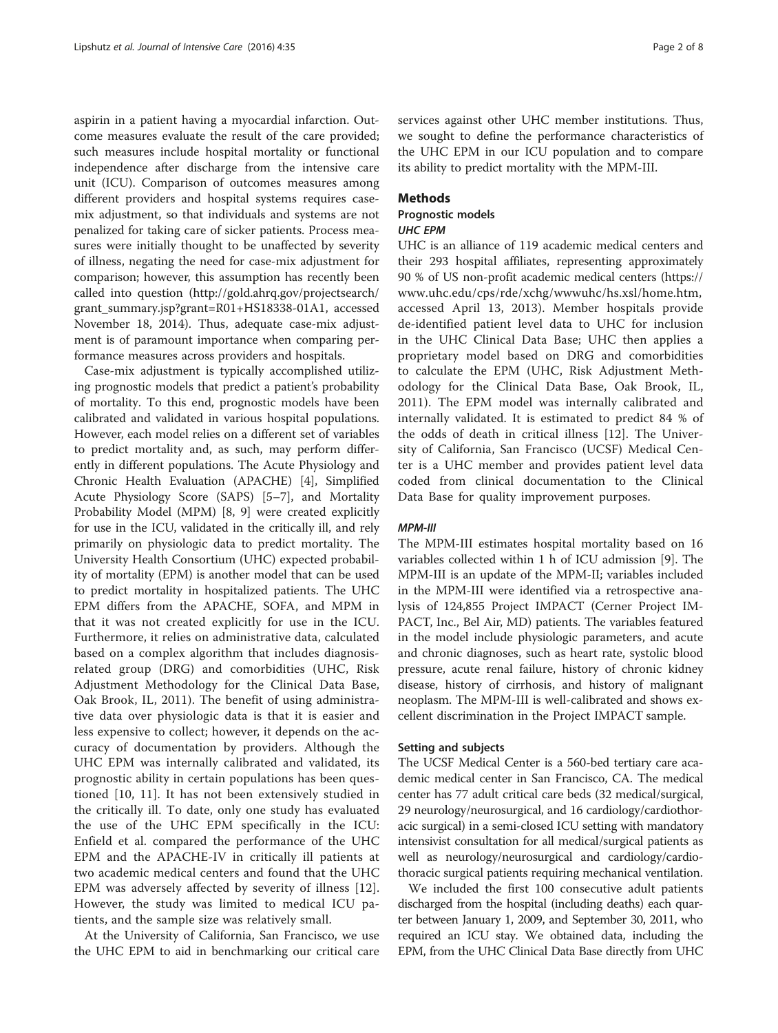aspirin in a patient having a myocardial infarction. Outcome measures evaluate the result of the care provided; such measures include hospital mortality or functional independence after discharge from the intensive care unit (ICU). Comparison of outcomes measures among different providers and hospital systems requires case-mix adjustment, so that individuals and systems are not penalized for taking care of sicker patients. Process measures were initially thought to be unaffected by severity of illness, negating the need for case-mix adjustment for comparison; however, this assumption has recently been called into question (http://gold.ahrq.gov/projectsearch/grant_summary.jsp?grant=R01+HS18338-01A1, accessed November 18, 2014). Thus, adequate case-mix adjustment is of paramount importance when comparing performance measures across providers and hospitals.

Case-mix adjustment is typically accomplished utilizing prognostic models that predict a patient's probability of mortality. To this end, prognostic models have been calibrated and validated in various hospital populations. However, each model relies on a different set of variables to predict mortality and, as such, may perform differently in different populations. The Acute Physiology and Chronic Health Evaluation (APACHE) [4], Simplified Acute Physiology Score (SAPS) [5–7], and Mortality Probability Model (MPM) [8, 9] were created explicitly for use in the ICU, validated in the critically ill, and rely primarily on physiologic data to predict mortality. The University Health Consortium (UHC) expected probability of mortality (EPM) is another model that can be used to predict mortality in hospitalized patients. The UHC EPM differs from the APACHE, SOFA, and MPM in that it was not created explicitly for use in the ICU. Furthermore, it relies on administrative data, calculated based on a complex algorithm that includes diagnosis-related group (DRG) and comorbidities (UHC, Risk Adjustment Methodology for the Clinical Data Base, Oak Brook, IL, 2011). The benefit of using administrative data over physiologic data is that it is easier and less expensive to collect; however, it depends on the accuracy of documentation by providers. Although the UHC EPM was internally calibrated and validated, its prognostic ability in certain populations has been questioned [10, 11]. It has not been extensively studied in the critically ill. To date, only one study has evaluated the use of the UHC EPM specifically in the ICU: Enfield et al. compared the performance of the UHC EPM and the APACHE-IV in critically ill patients at two academic medical centers and found that the UHC EPM was adversely affected by severity of illness [12]. However, the study was limited to medical ICU patients, and the sample size was relatively small.

At the University of California, San Francisco, we use the UHC EPM to aid in benchmarking our critical care services against other UHC member institutions. Thus, we sought to define the performance characteristics of the UHC EPM in our ICU population and to compare its ability to predict mortality with the MPM-III.

## Methods

### Prognostic models

#### *UHC EPM*

UHC is an alliance of 119 academic medical centers and their 293 hospital affiliates, representing approximately 90 % of US non-profit academic medical centers (https://www.uhc.edu/cps/rde/xchg/wwwuhc/hs.xsl/home.htm, accessed April 13, 2013). Member hospitals provide de-identified patient level data to UHC for inclusion in the UHC Clinical Data Base; UHC then applies a proprietary model based on DRG and comorbidities to calculate the EPM (UHC, Risk Adjustment Methodology for the Clinical Data Base, Oak Brook, IL, 2011). The EPM model was internally calibrated and internally validated. It is estimated to predict 84 % of the odds of death in critical illness [12]. The University of California, San Francisco (UCSF) Medical Center is a UHC member and provides patient level data coded from clinical documentation to the Clinical Data Base for quality improvement purposes.

#### *MPM-III*

The MPM-III estimates hospital mortality based on 16 variables collected within 1 h of ICU admission [9]. The MPM-III is an update of the MPM-II; variables included in the MPM-III were identified via a retrospective analysis of 124,855 Project IMPACT (Cerner Project IMPACT, Inc., Bel Air, MD) patients. The variables featured in the model include physiologic parameters, and acute and chronic diagnoses, such as heart rate, systolic blood pressure, acute renal failure, history of chronic kidney disease, history of cirrhosis, and history of malignant neoplasm. The MPM-III is well-calibrated and shows excellent discrimination in the Project IMPACT sample.

### Setting and subjects

The UCSF Medical Center is a 560-bed tertiary care academic medical center in San Francisco, CA. The medical center has 77 adult critical care beds (32 medical/surgical, 29 neurology/neurosurgical, and 16 cardiology/cardiothoracic surgical) in a semi-closed ICU setting with mandatory intensivist consultation for all medical/surgical patients as well as neurology/neurosurgical and cardiology/cardiothoracic surgical patients requiring mechanical ventilation.

We included the first 100 consecutive adult patients discharged from the hospital (including deaths) each quarter between January 1, 2009, and September 30, 2011, who required an ICU stay. We obtained data, including the EPM, from the UHC Clinical Data Base directly from UHC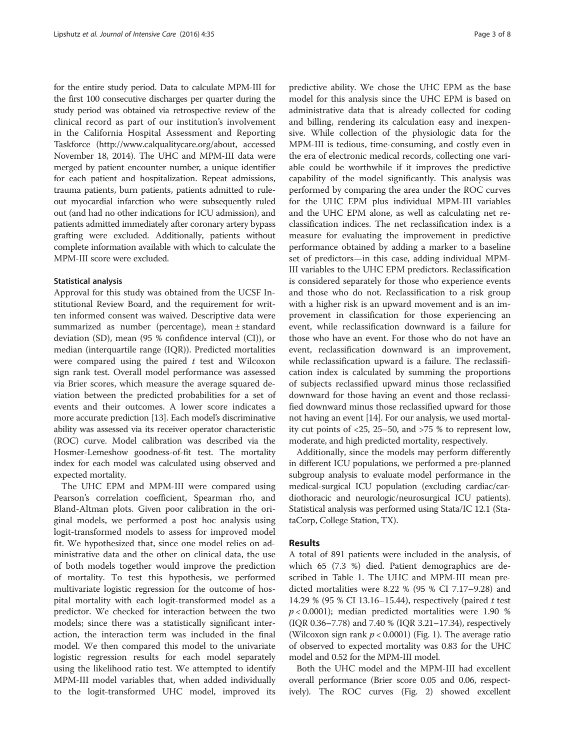for the entire study period. Data to calculate MPM-III for the first 100 consecutive discharges per quarter during the study period was obtained via retrospective review of the clinical record as part of our institution's involvement in the California Hospital Assessment and Reporting Taskforce (http://www.calqualitycare.org/about, accessed November 18, 2014). The UHC and MPM-III data were merged by patient encounter number, a unique identifier for each patient and hospitalization. Repeat admissions, trauma patients, burn patients, patients admitted to rule-out myocardial infarction who were subsequently ruled out (and had no other indications for ICU admission), and patients admitted immediately after coronary artery bypass grafting were excluded. Additionally, patients without complete information available with which to calculate the MPM-III score were excluded.

### Statistical analysis

Approval for this study was obtained from the UCSF Institutional Review Board, and the requirement for written informed consent was waived. Descriptive data were summarized as number (percentage), mean ± standard deviation (SD), mean (95 % confidence interval (CI)), or median (interquartile range (IQR)). Predicted mortalities were compared using the paired $t$ test and Wilcoxon sign rank test. Overall model performance was assessed via Brier scores, which measure the average squared deviation between the predicted probabilities for a set of events and their outcomes. A lower score indicates a more accurate prediction [13]. Each model's discriminative ability was assessed via its receiver operator characteristic (ROC) curve. Model calibration was described via the Hosmer-Lemeshow goodness-of-fit test. The mortality index for each model was calculated using observed and expected mortality.

The UHC EPM and MPM-III were compared using Pearson's correlation coefficient, Spearman rho, and Bland-Altman plots. Given poor calibration in the original models, we performed a post hoc analysis using logit-transformed models to assess for improved model fit. We hypothesized that, since one model relies on administrative data and the other on clinical data, the use of both models together would improve the prediction of mortality. To test this hypothesis, we performed multivariate logistic regression for the outcome of hospital mortality with each logit-transformed model as a predictor. We checked for interaction between the two models; since there was a statistically significant interaction, the interaction term was included in the final model. We then compared this model to the univariate logistic regression results for each model separately using the likelihood ratio test. We attempted to identify MPM-III model variables that, when added individually to the logit-transformed UHC model, improved its predictive ability. We chose the UHC EPM as the base model for this analysis since the UHC EPM is based on administrative data that is already collected for coding and billing, rendering its calculation easy and inexpensive. While collection of the physiologic data for the MPM-III is tedious, time-consuming, and costly even in the era of electronic medical records, collecting one variable could be worthwhile if it improves the predictive capability of the model significantly. This analysis was performed by comparing the area under the ROC curves for the UHC EPM plus individual MPM-III variables and the UHC EPM alone, as well as calculating net reclassification indices. The net reclassification index is a measure for evaluating the improvement in predictive performance obtained by adding a marker to a baseline set of predictors—in this case, adding individual MPM-III variables to the UHC EPM predictors. Reclassification is considered separately for those who experience events and those who do not. Reclassification to a risk group with a higher risk is an upward movement and is an improvement in classification for those experiencing an event, while reclassification downward is a failure for those who have an event. For those who do not have an event, reclassification downward is an improvement, while reclassification upward is a failure. The reclassification index is calculated by summing the proportions of subjects reclassified upward minus those reclassified downward for those having an event and those reclassified downward minus those reclassified upward for those not having an event [14]. For our analysis, we used mortality cut points of <25, 25–50, and >75 % to represent low, moderate, and high predicted mortality, respectively.

Additionally, since the models may perform differently in different ICU populations, we performed a pre-planned subgroup analysis to evaluate model performance in the medical-surgical ICU population (excluding cardiac/cardiothoracic and neurologic/neurosurgical ICU patients). Statistical analysis was performed using Stata/IC 12.1 (StataCorp, College Station, TX).

## Results

A total of 891 patients were included in the analysis, of which 65 (7.3 %) died. Patient demographics are described in Table 1. The UHC and MPM-III mean predicted mortalities were 8.22 % (95 % CI 7.17–9.28) and 14.29 % (95 % CI 13.16–15.44), respectively (paired $t$ test $p < 0.0001$); median predicted mortalities were 1.90 % (IQR 0.36–7.78) and 7.40 % (IQR 3.21–17.34), respectively (Wilcoxon sign rank $p < 0.0001$) (Fig. 1). The average ratio of observed to expected mortality was 0.83 for the UHC model and 0.52 for the MPM-III model.

Both the UHC model and the MPM-III had excellent overall performance (Brier score 0.05 and 0.06, respectively). The ROC curves (Fig. 2) showed excellent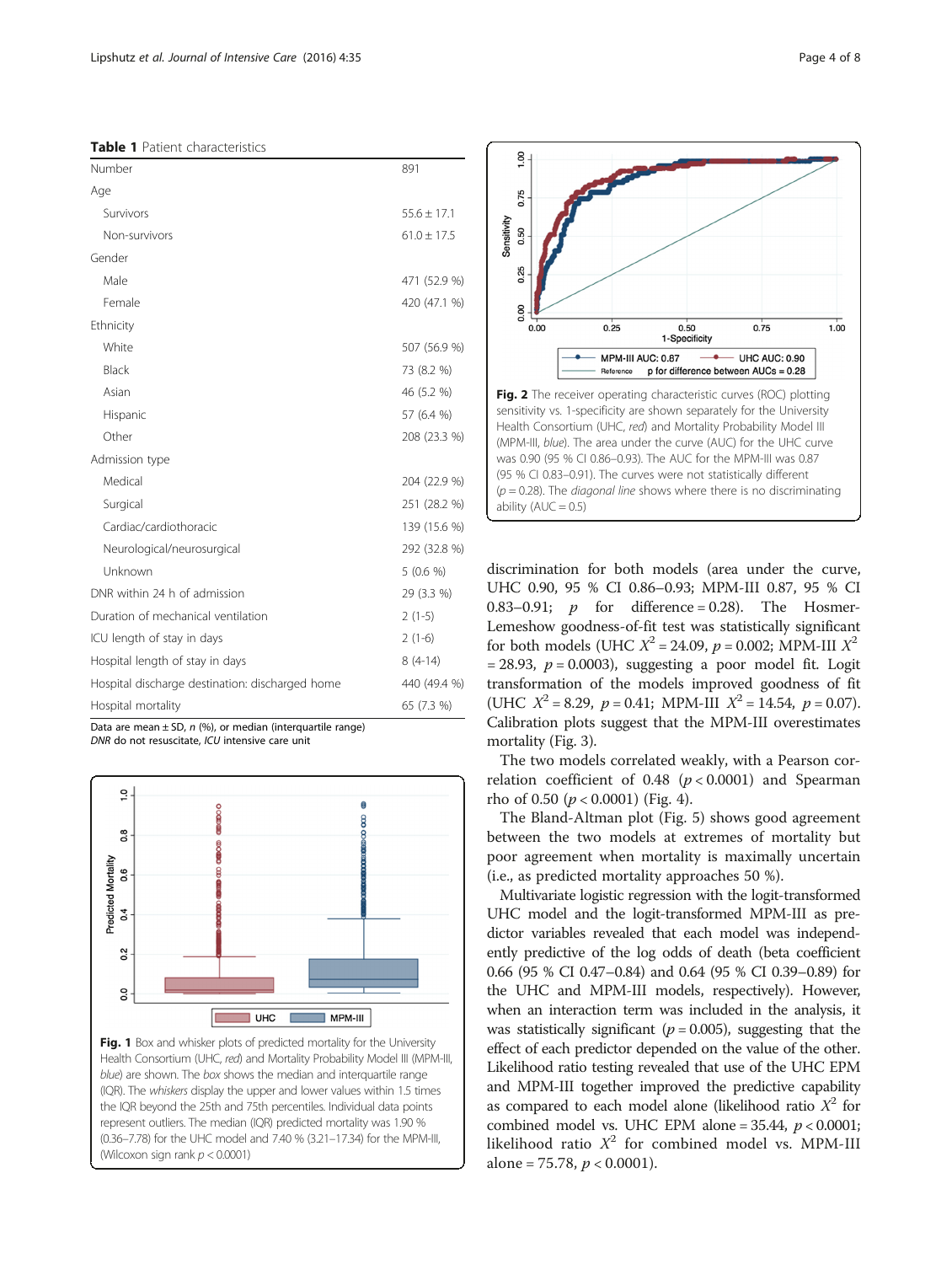**Table 1** Patient characteristics

| | |
|---|---|
| Number | 891 |
| Age | |
| Survivors | 55.6 ± 17.1 |
| Non-survivors | 61.0 ± 17.5 |
| Gender | |
| Male | 471 (52.9 %) |
| Female | 420 (47.1 %) |
| Ethnicity | |
| White | 507 (56.9 %) |
| Black | 73 (8.2 %) |
| Asian | 46 (5.2 %) |
| Hispanic | 57 (6.4 %) |
| Other | 208 (23.3 %) |
| Admission type | |
| Medical | 204 (22.9 %) |
| Surgical | 251 (28.2 %) |
| Cardiac/cardiothoracic | 139 (15.6 %) |
| Neurological/neurosurgical | 292 (32.8 %) |
| Unknown | 5 (0.6 %) |
| DNR within 24 h of admission | 29 (3.3 %) |
| Duration of mechanical ventilation | 2 (1-5) |
| ICU length of stay in days | 2 (1-6) |
| Hospital length of stay in days | 8 (4-14) |
| Hospital discharge destination: discharged home | 440 (49.4 %) |
| Hospital mortality | 65 (7.3 %) |

Data are mean ± SD, *n* (%), or median (interquartile range)
*DNR* do not resuscitate, *ICU* intensive care unit

**Fig. 1** Box and whisker plots of predicted mortality for the University Health Consortium (UHC, *red*) and Mortality Probability Model III (MPM-III, *blue*) are shown. The *box* shows the median and interquartile range (IQR). The *whiskers* display the upper and lower values within 1.5 times the IQR beyond the 25th and 75th percentiles. Individual data points represent outliers. The median (IQR) predicted mortality was 1.90 % (0.36–7.78) for the UHC model and 7.40 % (3.21–17.34) for the MPM-III, (Wilcoxon sign rank $p < 0.0001$)

**Fig. 2** The receiver operating characteristic curves (ROC) plotting sensitivity vs. 1-specificity are shown separately for the University Health Consortium (UHC, *red*) and Mortality Probability Model III (MPM-III, *blue*). The area under the curve (AUC) for the UHC curve was 0.90 (95 % CI 0.86–0.93). The AUC for the MPM-III was 0.87 (95 % CI 0.83–0.91). The curves were not statistically different ($p = 0.28$). The *diagonal line* shows where there is no discriminating ability (AUC = 0.5)

discrimination for both models (area under the curve, UHC 0.90, 95 % CI 0.86–0.93; MPM-III 0.87, 95 % CI 0.83–0.91; $p$ for difference = 0.28). The Hosmer-Lemeshow goodness-of-fit test was statistically significant for both models (UHC $X^2 = 24.09$, $p = 0.002$; MPM-III $X^2 = 28.93$, $p = 0.0003$), suggesting a poor model fit. Logit transformation of the models improved goodness of fit (UHC $X^2 = 8.29$, $p = 0.41$; MPM-III $X^2 = 14.54$, $p = 0.07$). Calibration plots suggest that the MPM-III overestimates mortality (Fig. 3).

The two models correlated weakly, with a Pearson correlation coefficient of 0.48 ($p < 0.0001$) and Spearman rho of 0.50 ($p < 0.0001$) (Fig. 4).

The Bland-Altman plot (Fig. 5) shows good agreement between the two models at extremes of mortality but poor agreement when mortality is maximally uncertain (i.e., as predicted mortality approaches 50 %).

Multivariate logistic regression with the logit-transformed UHC model and the logit-transformed MPM-III as predictor variables revealed that each model was independently predictive of the log odds of death (beta coefficient 0.66 (95 % CI 0.47–0.84) and 0.64 (95 % CI 0.39–0.89) for the UHC and MPM-III models, respectively). However, when an interaction term was included in the analysis, it was statistically significant ($p = 0.005$), suggesting that the effect of each predictor depended on the value of the other. Likelihood ratio testing revealed that use of the UHC EPM and MPM-III together improved the predictive capability as compared to each model alone (likelihood ratio $X^2$ for combined model vs. UHC EPM alone = 35.44, $p < 0.0001$; likelihood ratio $X^2$ for combined model vs. MPM-III alone = 75.78, $p < 0.0001$).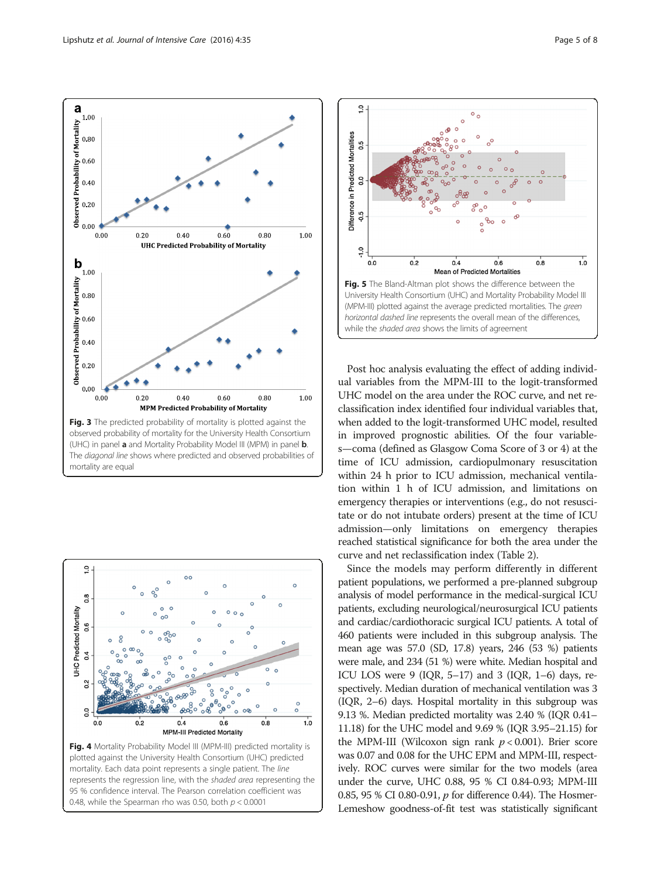**Fig. 3** The predicted probability of mortality is plotted against the observed probability of mortality for the University Health Consortium (UHC) in panel **a** and Mortality Probability Model III (MPM) in panel **b**. The *diagonal line* shows where predicted and observed probabilities of mortality are equal

**Fig. 4** Mortality Probability Model III (MPM-III) predicted mortality is plotted against the University Health Consortium (UHC) predicted mortality. Each data point represents a single patient. The *line* represents the regression line, with the *shaded area* representing the 95 % confidence interval. The Pearson correlation coefficient was 0.48, while the Spearman rho was 0.50, both $p < 0.0001$

**Fig. 5** The Bland-Altman plot shows the difference between the University Health Consortium (UHC) and Mortality Probability Model III (MPM-III) plotted against the average predicted mortalities. The *green horizontal dashed line* represents the overall mean of the differences, while the *shaded area* shows the limits of agreement

Post hoc analysis evaluating the effect of adding individual variables from the MPM-III to the logit-transformed UHC model on the area under the ROC curve, and net reclassification index identified four individual variables that, when added to the logit-transformed UHC model, resulted in improved prognostic abilities. Of the four variables—coma (defined as Glasgow Coma Score of 3 or 4) at the time of ICU admission, cardiopulmonary resuscitation within 24 h prior to ICU admission, mechanical ventilation within 1 h of ICU admission, and limitations on emergency therapies or interventions (e.g., do not resuscitate or do not intubate orders) present at the time of ICU admission—only limitations on emergency therapies reached statistical significance for both the area under the curve and net reclassification index (Table 2).

Since the models may perform differently in different patient populations, we performed a pre-planned subgroup analysis of model performance in the medical-surgical ICU patients, excluding neurological/neurosurgical ICU patients and cardiac/cardiothoracic surgical ICU patients. A total of 460 patients were included in this subgroup analysis. The mean age was 57.0 (SD, 17.8) years, 246 (53 %) patients were male, and 234 (51 %) were white. Median hospital and ICU LOS were 9 (IQR, 5–17) and 3 (IQR, 1–6) days, respectively. Median duration of mechanical ventilation was 3 (IQR, 2–6) days. Hospital mortality in this subgroup was 9.13 %. Median predicted mortality was 2.40 % (IQR 0.41–11.18) for the UHC model and 9.69 % (IQR 3.95–21.15) for the MPM-III (Wilcoxon sign rank $p < 0.001$). Brier score was 0.07 and 0.08 for the UHC EPM and MPM-III, respectively. ROC curves were similar for the two models (area under the curve, UHC 0.88, 95 % CI 0.84-0.93; MPM-III 0.85, 95 % CI 0.80-0.91, $p$ for difference 0.44). The Hosmer-Lemeshow goodness-of-fit test was statistically significant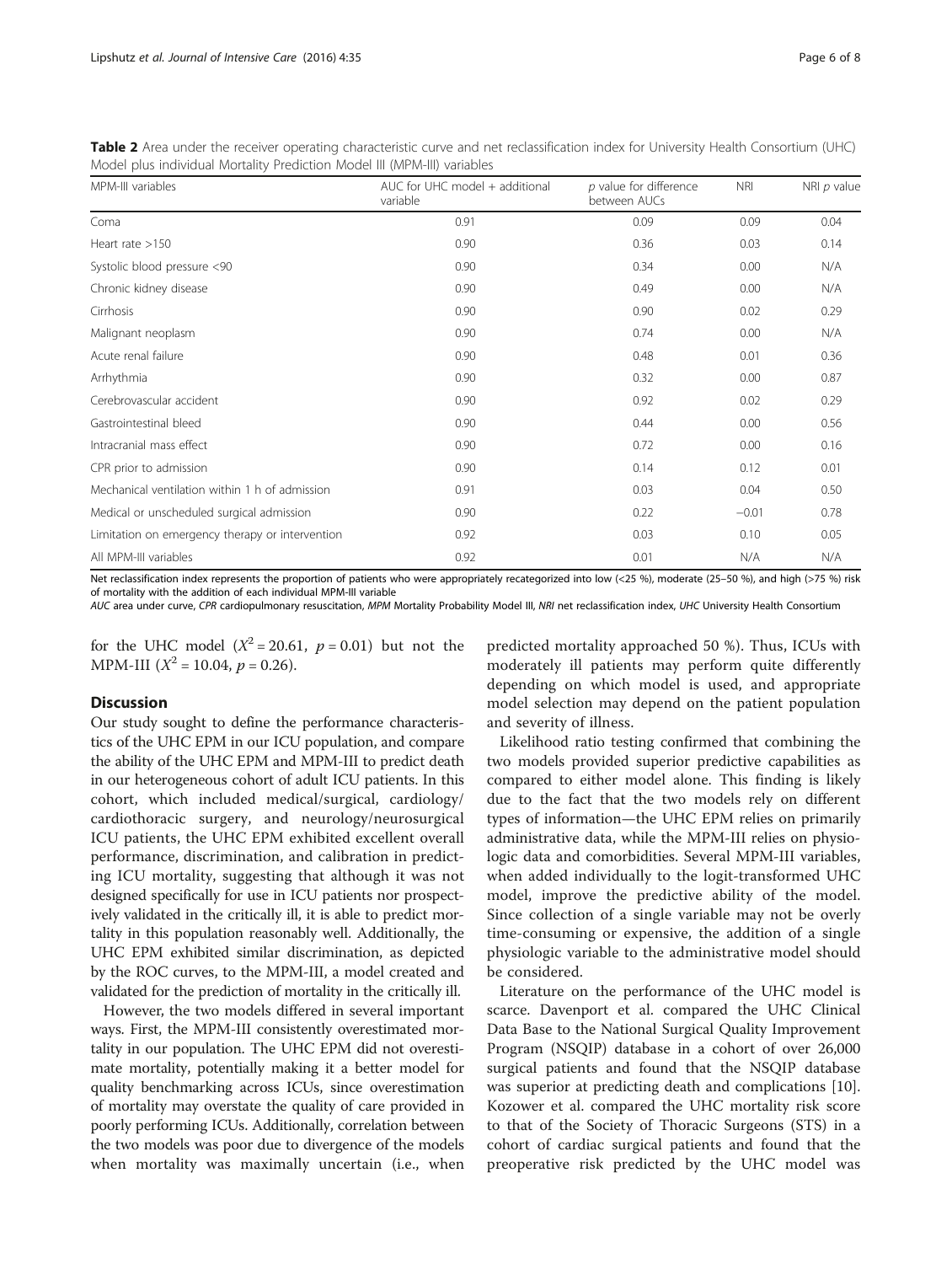**Table 2** Area under the receiver operating characteristic curve and net reclassification index for University Health Consortium (UHC) Model plus individual Mortality Prediction Model III (MPM-III) variables

| MPM-III variables | AUC for UHC model + additional variable | *p* value for difference between AUCs | NRI | NRI *p* value |
|---|---|---|---|---|
| Coma | 0.91 | 0.09 | 0.09 | 0.04 |
| Heart rate >150 | 0.90 | 0.36 | 0.03 | 0.14 |
| Systolic blood pressure <90 | 0.90 | 0.34 | 0.00 | N/A |
| Chronic kidney disease | 0.90 | 0.49 | 0.00 | N/A |
| Cirrhosis | 0.90 | 0.90 | 0.02 | 0.29 |
| Malignant neoplasm | 0.90 | 0.74 | 0.00 | N/A |
| Acute renal failure | 0.90 | 0.48 | 0.01 | 0.36 |
| Arrhythmia | 0.90 | 0.32 | 0.00 | 0.87 |
| Cerebrovascular accident | 0.90 | 0.92 | 0.02 | 0.29 |
| Gastrointestinal bleed | 0.90 | 0.44 | 0.00 | 0.56 |
| Intracranial mass effect | 0.90 | 0.72 | 0.00 | 0.16 |
| CPR prior to admission | 0.90 | 0.14 | 0.12 | 0.01 |
| Mechanical ventilation within 1 h of admission | 0.91 | 0.03 | 0.04 | 0.50 |
| Medical or unscheduled surgical admission | 0.90 | 0.22 | −0.01 | 0.78 |
| Limitation on emergency therapy or intervention | 0.92 | 0.03 | 0.10 | 0.05 |
| All MPM-III variables | 0.92 | 0.01 | N/A | N/A |

Net reclassification index represents the proportion of patients who were appropriately recategorized into low (<25 %), moderate (25–50 %), and high (>75 %) risk of mortality with the addition of each individual MPM-III variable

*AUC* area under curve, *CPR* cardiopulmonary resuscitation, *MPM* Mortality Probability Model III, *NRI* net reclassification index, *UHC* University Health Consortium

for the UHC model ($X^2 = 20.61$, $p = 0.01$) but not the MPM-III ($X^2 = 10.04$, $p = 0.26$).

## Discussion

Our study sought to define the performance characteristics of the UHC EPM in our ICU population, and compare the ability of the UHC EPM and MPM-III to predict death in our heterogeneous cohort of adult ICU patients. In this cohort, which included medical/surgical, cardiology/cardiothoracic surgery, and neurology/neurosurgical ICU patients, the UHC EPM exhibited excellent overall performance, discrimination, and calibration in predicting ICU mortality, suggesting that although it was not designed specifically for use in ICU patients nor prospectively validated in the critically ill, it is able to predict mortality in this population reasonably well. Additionally, the UHC EPM exhibited similar discrimination, as depicted by the ROC curves, to the MPM-III, a model created and validated for the prediction of mortality in the critically ill.

However, the two models differed in several important ways. First, the MPM-III consistently overestimated mortality in our population. The UHC EPM did not overestimate mortality, potentially making it a better model for quality benchmarking across ICUs, since overestimation of mortality may overstate the quality of care provided in poorly performing ICUs. Additionally, correlation between the two models was poor due to divergence of the models when mortality was maximally uncertain (i.e., when predicted mortality approached 50 %). Thus, ICUs with moderately ill patients may perform quite differently depending on which model is used, and appropriate model selection may depend on the patient population and severity of illness.

Likelihood ratio testing confirmed that combining the two models provided superior predictive capabilities as compared to either model alone. This finding is likely due to the fact that the two models rely on different types of information—the UHC EPM relies on primarily administrative data, while the MPM-III relies on physiologic data and comorbidities. Several MPM-III variables, when added individually to the logit-transformed UHC model, improve the predictive ability of the model. Since collection of a single variable may not be overly time-consuming or expensive, the addition of a single physiologic variable to the administrative model should be considered.

Literature on the performance of the UHC model is scarce. Davenport et al. compared the UHC Clinical Data Base to the National Surgical Quality Improvement Program (NSQIP) database in a cohort of over 26,000 surgical patients and found that the NSQIP database was superior at predicting death and complications [10]. Kozower et al. compared the UHC mortality risk score to that of the Society of Thoracic Surgeons (STS) in a cohort of cardiac surgical patients and found that the preoperative risk predicted by the UHC model was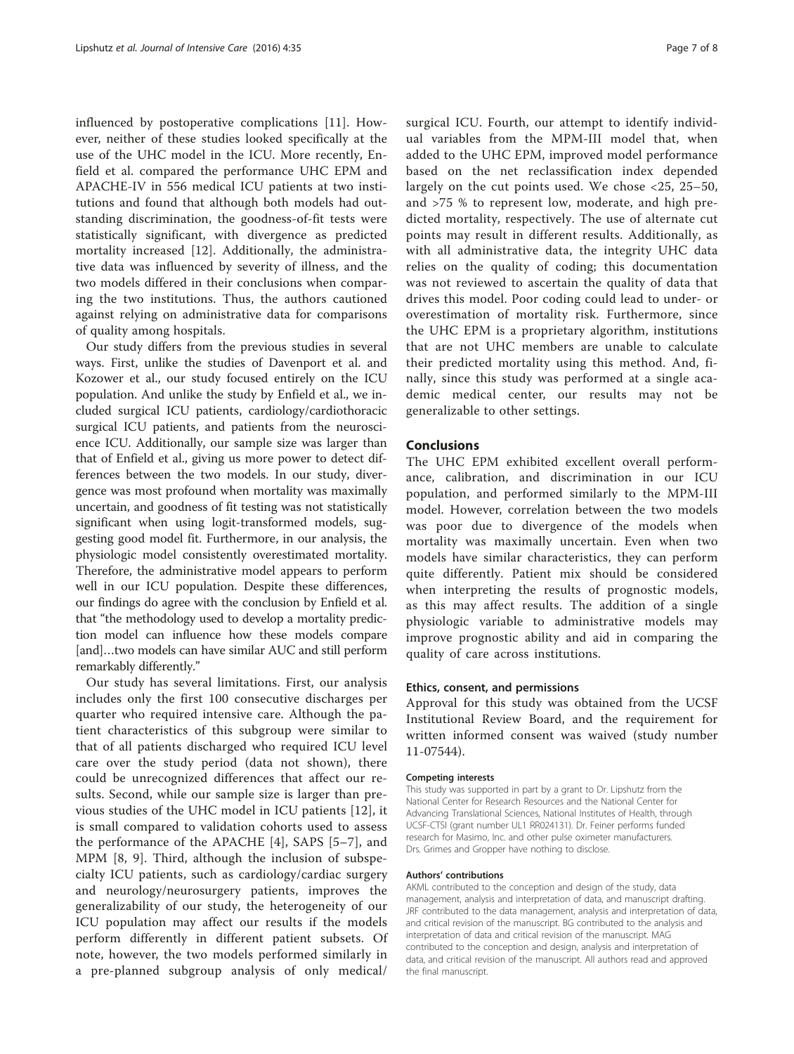influenced by postoperative complications [11]. However, neither of these studies looked specifically at the use of the UHC model in the ICU. More recently, Enfield et al. compared the performance UHC EPM and APACHE-IV in 556 medical ICU patients at two institutions and found that although both models had outstanding discrimination, the goodness-of-fit tests were statistically significant, with divergence as predicted mortality increased [12]. Additionally, the administrative data was influenced by severity of illness, and the two models differed in their conclusions when comparing the two institutions. Thus, the authors cautioned against relying on administrative data for comparisons of quality among hospitals.

Our study differs from the previous studies in several ways. First, unlike the studies of Davenport et al. and Kozower et al., our study focused entirely on the ICU population. And unlike the study by Enfield et al., we included surgical ICU patients, cardiology/cardiothoracic surgical ICU patients, and patients from the neuroscience ICU. Additionally, our sample size was larger than that of Enfield et al., giving us more power to detect differences between the two models. In our study, divergence was most profound when mortality was maximally uncertain, and goodness of fit testing was not statistically significant when using logit-transformed models, suggesting good model fit. Furthermore, in our analysis, the physiologic model consistently overestimated mortality. Therefore, the administrative model appears to perform well in our ICU population. Despite these differences, our findings do agree with the conclusion by Enfield et al. that "the methodology used to develop a mortality prediction model can influence how these models compare [and]…two models can have similar AUC and still perform remarkably differently."

Our study has several limitations. First, our analysis includes only the first 100 consecutive discharges per quarter who required intensive care. Although the patient characteristics of this subgroup were similar to that of all patients discharged who required ICU level care over the study period (data not shown), there could be unrecognized differences that affect our results. Second, while our sample size is larger than previous studies of the UHC model in ICU patients [12], it is small compared to validation cohorts used to assess the performance of the APACHE [4], SAPS [5–7], and MPM [8, 9]. Third, although the inclusion of subspecialty ICU patients, such as cardiology/cardiac surgery and neurology/neurosurgery patients, improves the generalizability of our study, the heterogeneity of our ICU population may affect our results if the models perform differently in different patient subsets. Of note, however, the two models performed similarly in a pre-planned subgroup analysis of only medical/surgical ICU. Fourth, our attempt to identify individual variables from the MPM-III model that, when added to the UHC EPM, improved model performance based on the net reclassification index depended largely on the cut points used. We chose <25, 25–50, and >75 % to represent low, moderate, and high predicted mortality, respectively. The use of alternate cut points may result in different results. Additionally, as with all administrative data, the integrity UHC data relies on the quality of coding; this documentation was not reviewed to ascertain the quality of data that drives this model. Poor coding could lead to under- or overestimation of mortality risk. Furthermore, since the UHC EPM is a proprietary algorithm, institutions that are not UHC members are unable to calculate their predicted mortality using this method. And, finally, since this study was performed at a single academic medical center, our results may not be generalizable to other settings.

## Conclusions

The UHC EPM exhibited excellent overall performance, calibration, and discrimination in our ICU population, and performed similarly to the MPM-III model. However, correlation between the two models was poor due to divergence of the models when mortality was maximally uncertain. Even when two models have similar characteristics, they can perform quite differently. Patient mix should be considered when interpreting the results of prognostic models, as this may affect results. The addition of a single physiologic variable to administrative models may improve prognostic ability and aid in comparing the quality of care across institutions.

### Ethics, consent, and permissions

Approval for this study was obtained from the UCSF Institutional Review Board, and the requirement for written informed consent was waived (study number 11-07544).

#### Competing interests

This study was supported in part by a grant to Dr. Lipshutz from the National Center for Research Resources and the National Center for Advancing Translational Sciences, National Institutes of Health, through UCSF-CTSI (grant number UL1 RR024131). Dr. Feiner performs funded research for Masimo, Inc. and other pulse oximeter manufacturers. Drs. Grimes and Gropper have nothing to disclose.

#### Authors' contributions

AKML contributed to the conception and design of the study, data management, analysis and interpretation of data, and manuscript drafting. JRF contributed to the data management, analysis and interpretation of data, and critical revision of the manuscript. BG contributed to the analysis and interpretation of data and critical revision of the manuscript. MAG contributed to the conception and design, analysis and interpretation of data, and critical revision of the manuscript. All authors read and approved the final manuscript.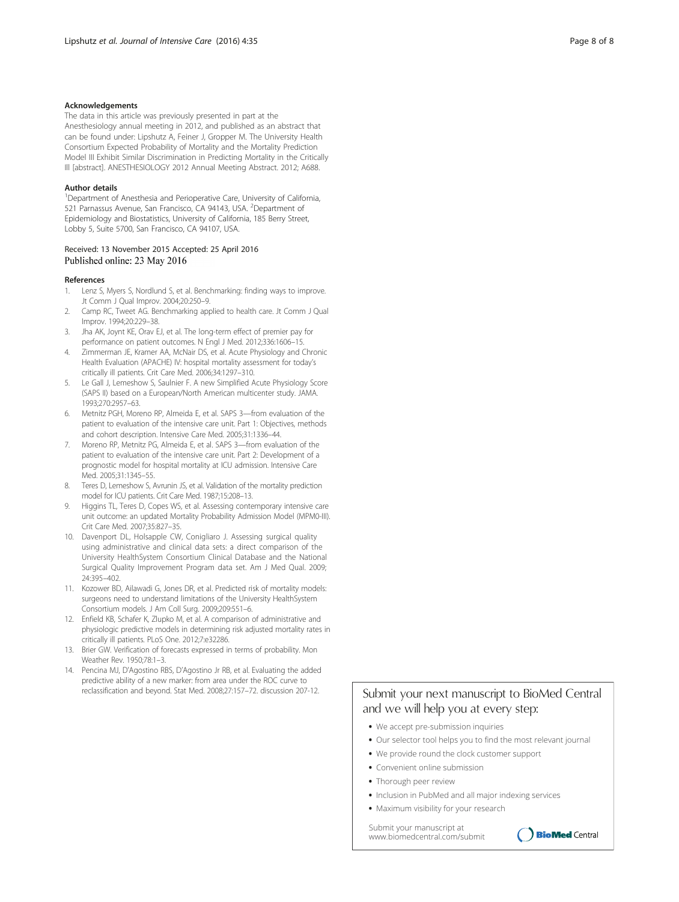### Acknowledgements

The data in this article was previously presented in part at the Anesthesiology annual meeting in 2012, and published as an abstract that can be found under: Lipshutz A, Feiner J, Gropper M. The University Health Consortium Expected Probability of Mortality and the Mortality Prediction Model III Exhibit Similar Discrimination in Predicting Mortality in the Critically Ill [abstract]. ANESTHESIOLOGY 2012 Annual Meeting Abstract. 2012; A688.

### Author details

[1]Department of Anesthesia and Perioperative Care, University of California, 521 Parnassus Avenue, San Francisco, CA 94143, USA. [2]Department of Epidemiology and Biostatistics, University of California, 185 Berry Street, Lobby 5, Suite 5700, San Francisco, CA 94107, USA.

Received: 13 November 2015 Accepted: 25 April 2016
Published online: 23 May 2016

### References

1. Lenz S, Myers S, Nordlund S, et al. Benchmarking: finding ways to improve. Jt Comm J Qual Improv. 2004;20:250–9.
2. Camp RC, Tweet AG. Benchmarking applied to health care. Jt Comm J Qual Improv. 1994;20:229–38.
3. Jha AK, Joynt KE, Orav EJ, et al. The long-term effect of premier pay for performance on patient outcomes. N Engl J Med. 2012;336:1606–15.
4. Zimmerman JE, Kramer AA, McNair DS, et al. Acute Physiology and Chronic Health Evaluation (APACHE) IV: hospital mortality assessment for today's critically ill patients. Crit Care Med. 2006;34:1297–310.
5. Le Gall J, Lemeshow S, Saulnier F. A new Simplified Acute Physiology Score (SAPS II) based on a European/North American multicenter study. JAMA. 1993;270:2957–63.
6. Metnitz PGH, Moreno RP, Almeida E, et al. SAPS 3—from evaluation of the patient to evaluation of the intensive care unit. Part 1: Objectives, methods and cohort description. Intensive Care Med. 2005;31:1336–44.
7. Moreno RP, Metnitz PG, Almeida E, et al. SAPS 3—from evaluation of the patient to evaluation of the intensive care unit. Part 2: Development of a prognostic model for hospital mortality at ICU admission. Intensive Care Med. 2005;31:1345–55.
8. Teres D, Lemeshow S, Avrunin JS, et al. Validation of the mortality prediction model for ICU patients. Crit Care Med. 1987;15:208–13.
9. Higgins TL, Teres D, Copes WS, et al. Assessing contemporary intensive care unit outcome: an updated Mortality Probability Admission Model (MPM0-III). Crit Care Med. 2007;35:827–35.
10. Davenport DL, Holsapple CW, Conigliaro J. Assessing surgical quality using administrative and clinical data sets: a direct comparison of the University HealthSystem Consortium Clinical Database and the National Surgical Quality Improvement Program data set. Am J Med Qual. 2009; 24:395–402.
11. Kozower BD, Ailawadi G, Jones DR, et al. Predicted risk of mortality models: surgeons need to understand limitations of the University HealthSystem Consortium models. J Am Coll Surg. 2009;209:551–6.
12. Enfield KB, Schafer K, Zlupko M, et al. A comparison of administrative and physiologic predictive models in determining risk adjusted mortality rates in critically ill patients. PLoS One. 2012;7:e32286.
13. Brier GW. Verification of forecasts expressed in terms of probability. Mon Weather Rev. 1950;78:1–3.
14. Pencina MJ, D'Agostino RBS, D'Agostino Jr RB, et al. Evaluating the added predictive ability of a new marker: from area under the ROC curve to reclassification and beyond. Stat Med. 2008;27:157–72. discussion 207-12.

Submit your next manuscript to BioMed Central and we will help you at every step:

- We accept pre-submission inquiries
- Our selector tool helps you to find the most relevant journal
- We provide round the clock customer support
- Convenient online submission
- Thorough peer review
- Inclusion in PubMed and all major indexing services
- Maximum visibility for your research

Submit your manuscript at www.biomedcentral.com/submit

BioMed Central